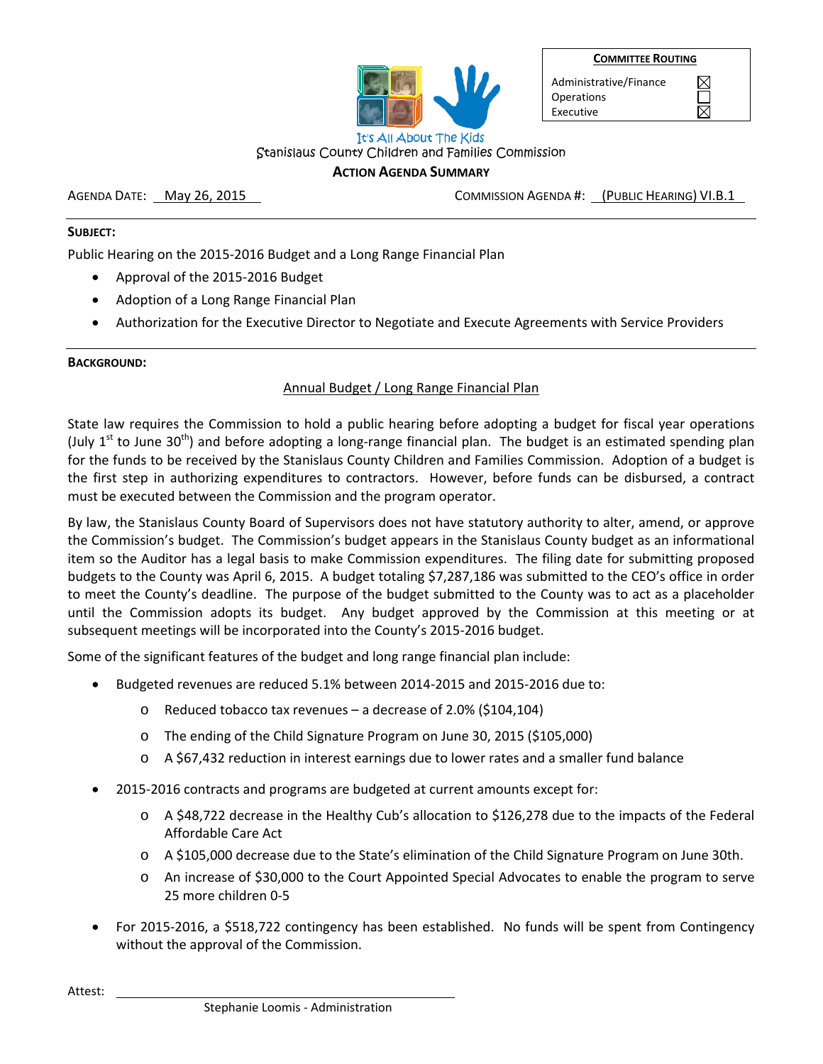| Committee Routing | |
|---|---|
| Administrative/Finance | ☒ |
| Operations | ☐ |
| Executive | ☒ |

It's All About The Kids

Stanislaus County Children and Families Commission

**Action Agenda Summary**

Agenda Date: May 26, 2015 Commission Agenda #: (Public Hearing) VI.B.1

**Subject:**

Public Hearing on the 2015-2016 Budget and a Long Range Financial Plan

- Approval of the 2015-2016 Budget
- Adoption of a Long Range Financial Plan
- Authorization for the Executive Director to Negotiate and Execute Agreements with Service Providers

**Background:**

Annual Budget / Long Range Financial Plan

State law requires the Commission to hold a public hearing before adopting a budget for fiscal year operations (July 1st to June 30th) and before adopting a long-range financial plan. The budget is an estimated spending plan for the funds to be received by the Stanislaus County Children and Families Commission. Adoption of a budget is the first step in authorizing expenditures to contractors. However, before funds can be disbursed, a contract must be executed between the Commission and the program operator.

By law, the Stanislaus County Board of Supervisors does not have statutory authority to alter, amend, or approve the Commission's budget. The Commission's budget appears in the Stanislaus County budget as an informational item so the Auditor has a legal basis to make Commission expenditures. The filing date for submitting proposed budgets to the County was April 6, 2015. A budget totaling $7,287,186 was submitted to the CEO's office in order to meet the County's deadline. The purpose of the budget submitted to the County was to act as a placeholder until the Commission adopts its budget. Any budget approved by the Commission at this meeting or at subsequent meetings will be incorporated into the County's 2015-2016 budget.

Some of the significant features of the budget and long range financial plan include:

- Budgeted revenues are reduced 5.1% between 2014-2015 and 2015-2016 due to:
  - Reduced tobacco tax revenues – a decrease of 2.0% ($104,104)
  - The ending of the Child Signature Program on June 30, 2015 ($105,000)
  - A $67,432 reduction in interest earnings due to lower rates and a smaller fund balance
- 2015-2016 contracts and programs are budgeted at current amounts except for:
  - A $48,722 decrease in the Healthy Cub's allocation to $126,278 due to the impacts of the Federal Affordable Care Act
  - A $105,000 decrease due to the State's elimination of the Child Signature Program on June 30th.
  - An increase of $30,000 to the Court Appointed Special Advocates to enable the program to serve 25 more children 0-5
- For 2015-2016, a $518,722 contingency has been established. No funds will be spent from Contingency without the approval of the Commission.

Attest: ______________________________
Stephanie Loomis - Administration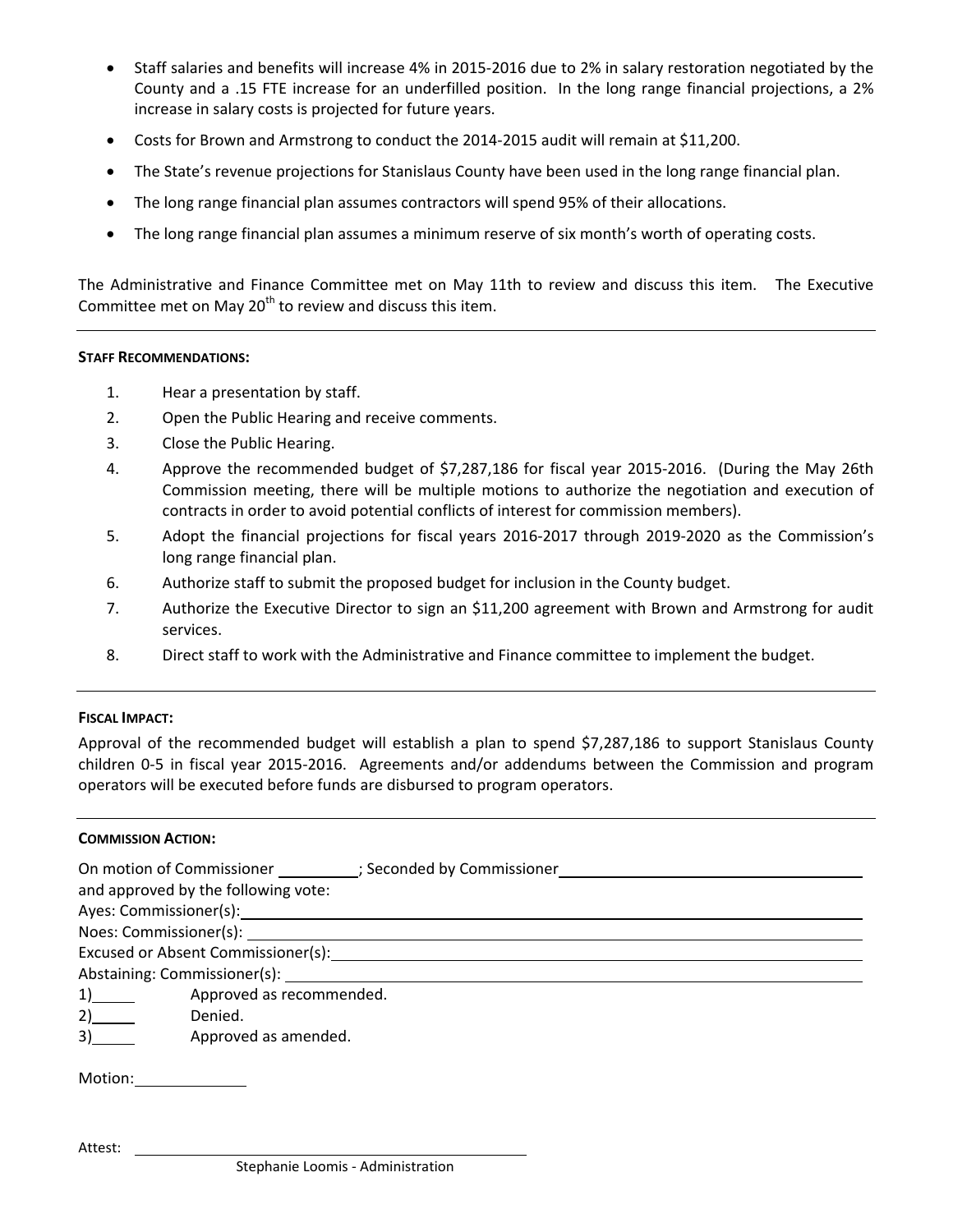- Staff salaries and benefits will increase 4% in 2015-2016 due to 2% in salary restoration negotiated by the County and a .15 FTE increase for an underfilled position. In the long range financial projections, a 2% increase in salary costs is projected for future years.
- Costs for Brown and Armstrong to conduct the 2014-2015 audit will remain at $11,200.
- The State's revenue projections for Stanislaus County have been used in the long range financial plan.
- The long range financial plan assumes contractors will spend 95% of their allocations.
- The long range financial plan assumes a minimum reserve of six month's worth of operating costs.

The Administrative and Finance Committee met on May 11th to review and discuss this item. The Executive Committee met on May 20th to review and discuss this item.

---

**STAFF RECOMMENDATIONS:**

1. Hear a presentation by staff.
2. Open the Public Hearing and receive comments.
3. Close the Public Hearing.
4. Approve the recommended budget of $7,287,186 for fiscal year 2015-2016. (During the May 26th Commission meeting, there will be multiple motions to authorize the negotiation and execution of contracts in order to avoid potential conflicts of interest for commission members).
5. Adopt the financial projections for fiscal years 2016-2017 through 2019-2020 as the Commission's long range financial plan.
6. Authorize staff to submit the proposed budget for inclusion in the County budget.
7. Authorize the Executive Director to sign an $11,200 agreement with Brown and Armstrong for audit services.
8. Direct staff to work with the Administrative and Finance committee to implement the budget.

---

**FISCAL IMPACT:**

Approval of the recommended budget will establish a plan to spend $7,287,186 to support Stanislaus County children 0-5 in fiscal year 2015-2016. Agreements and/or addendums between the Commission and program operators will be executed before funds are disbursed to program operators.

---

**COMMISSION ACTION:**

On motion of Commissioner ________; Seconded by Commissioner ____________________
and approved by the following vote:
Ayes: Commissioner(s): ____________________
Noes: Commissioner(s): ____________________
Excused or Absent Commissioner(s): ____________________
Abstaining: Commissioner(s): ____________________
1)_____ Approved as recommended.
2)_____ Denied.
3)_____ Approved as amended.

Motion: ____________

Attest: ____________________________
Stephanie Loomis - Administration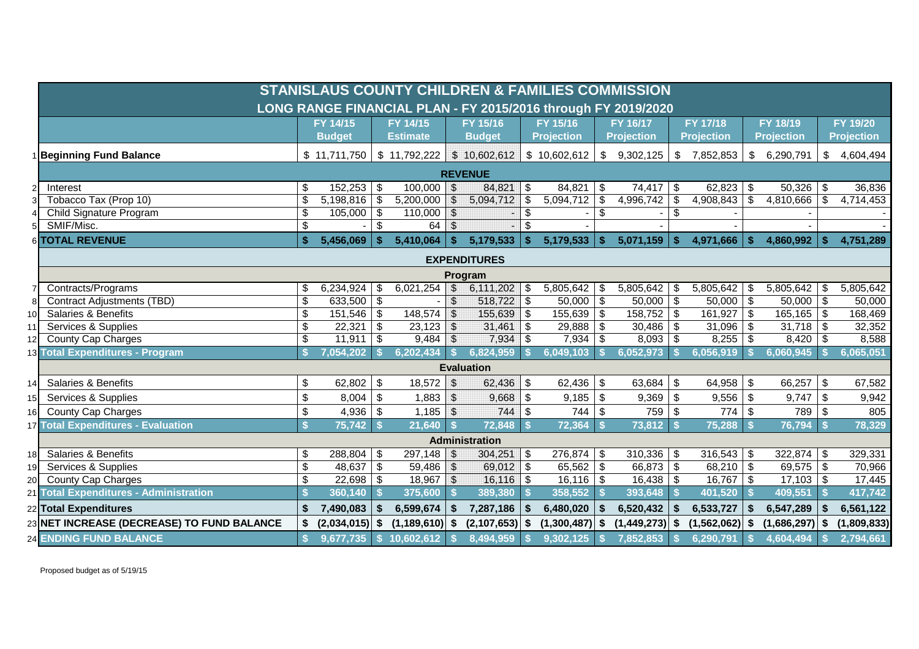# STANISLAUS COUNTY CHILDREN & FAMILIES COMMISSION

## LONG RANGE FINANCIAL PLAN - FY 2015/2016 through FY 2019/2020

| | | FY 14/15 Budget | FY 14/15 Estimate | FY 15/16 Budget | FY 15/16 Projection | FY 16/17 Projection | FY 17/18 Projection | FY 18/19 Projection | FY 19/20 Projection |
|---|---|---|---|---|---|---|---|---|---|
| 1 | **Beginning Fund Balance** | $ 11,711,750 | $ 11,792,222 | $ 10,602,612 | $ 10,602,612 | $ 9,302,125 | $ 7,852,853 | $ 6,290,791 | $ 4,604,494 |
| | **REVENUE** | | | | | | | | |
| 2 | Interest | $ 152,253 | $ 100,000 | $ 84,821 | $ 84,821 | $ 74,417 | $ 62,823 | $ 50,326 | $ 36,836 |
| 3 | Tobacco Tax (Prop 10) | $ 5,198,816 | $ 5,200,000 | $ 5,094,712 | $ 5,094,712 | $ 4,996,742 | $ 4,908,843 | $ 4,810,666 | $ 4,714,453 |
| 4 | Child Signature Program | $ 105,000 | $ 110,000 | $ - | $ - | $ - | $ - | - | - |
| 5 | SMIF/Misc. | $ - | $ 64 | $ - | $ - | - | - | - | - |
| 6 | **TOTAL REVENUE** | **$ 5,456,069** | **$ 5,410,064** | **$ 5,179,533** | **$ 5,179,533** | **$ 5,071,159** | **$ 4,971,666** | **$ 4,860,992** | **$ 4,751,289** |
| | **EXPENDITURES** | | | | | | | | |
| | **Program** | | | | | | | | |
| 7 | Contracts/Programs | $ 6,234,924 | $ 6,021,254 | $ 6,111,202 | $ 5,805,642 | $ 5,805,642 | $ 5,805,642 | $ 5,805,642 | $ 5,805,642 |
| 8 | Contract Adjustments (TBD) | $ 633,500 | $ - | $ 518,722 | $ 50,000 | $ 50,000 | $ 50,000 | $ 50,000 | $ 50,000 |
| 10 | Salaries & Benefits | $ 151,546 | $ 148,574 | $ 155,639 | $ 155,639 | $ 158,752 | $ 161,927 | $ 165,165 | $ 168,469 |
| 11 | Services & Supplies | $ 22,321 | $ 23,123 | $ 31,461 | $ 29,888 | $ 30,486 | $ 31,096 | $ 31,718 | $ 32,352 |
| 12 | County Cap Charges | $ 11,911 | $ 9,484 | $ 7,934 | $ 7,934 | $ 8,093 | $ 8,255 | $ 8,420 | $ 8,588 |
| 13 | **Total Expenditures - Program** | **$ 7,054,202** | **$ 6,202,434** | **$ 6,824,959** | **$ 6,049,103** | **$ 6,052,973** | **$ 6,056,919** | **$ 6,060,945** | **$ 6,065,051** |
| | **Evaluation** | | | | | | | | |
| 14 | Salaries & Benefits | $ 62,802 | $ 18,572 | $ 62,436 | $ 62,436 | $ 63,684 | $ 64,958 | $ 66,257 | $ 67,582 |
| 15 | Services & Supplies | $ 8,004 | $ 1,883 | $ 9,668 | $ 9,185 | $ 9,369 | $ 9,556 | $ 9,747 | $ 9,942 |
| 16 | County Cap Charges | $ 4,936 | $ 1,185 | $ 744 | $ 744 | $ 759 | $ 774 | $ 789 | $ 805 |
| 17 | **Total Expenditures - Evaluation** | **$ 75,742** | **$ 21,640** | **$ 72,848** | **$ 72,364** | **$ 73,812** | **$ 75,288** | **$ 76,794** | **$ 78,329** |
| | **Administration** | | | | | | | | |
| 18 | Salaries & Benefits | $ 288,804 | $ 297,148 | $ 304,251 | $ 276,874 | $ 310,336 | $ 316,543 | $ 322,874 | $ 329,331 |
| 19 | Services & Supplies | $ 48,637 | $ 59,486 | $ 69,012 | $ 65,562 | $ 66,873 | $ 68,210 | $ 69,575 | $ 70,966 |
| 20 | County Cap Charges | $ 22,698 | $ 18,967 | $ 16,116 | $ 16,116 | $ 16,438 | $ 16,767 | $ 17,103 | $ 17,445 |
| 21 | **Total Expenditures - Administration** | **$ 360,140** | **$ 375,600** | **$ 389,380** | **$ 358,552** | **$ 393,648** | **$ 401,520** | **$ 409,551** | **$ 417,742** |
| 22 | **Total Expenditures** | **$ 7,490,083** | **$ 6,599,674** | **$ 7,287,186** | **$ 6,480,020** | **$ 6,520,432** | **$ 6,533,727** | **$ 6,547,289** | **$ 6,561,122** |
| 23 | **NET INCREASE (DECREASE) TO FUND BALANCE** | **$ (2,034,015)** | **$ (1,189,610)** | **$ (2,107,653)** | **$ (1,300,487)** | **$ (1,449,273)** | **$ (1,562,062)** | **$ (1,686,297)** | **$ (1,809,833)** |
| 24 | **ENDING FUND BALANCE** | **$ 9,677,735** | **$ 10,602,612** | **$ 8,494,959** | **$ 9,302,125** | **$ 7,852,853** | **$ 6,290,791** | **$ 4,604,494** | **$ 2,794,661** |

Proposed budget as of 5/19/15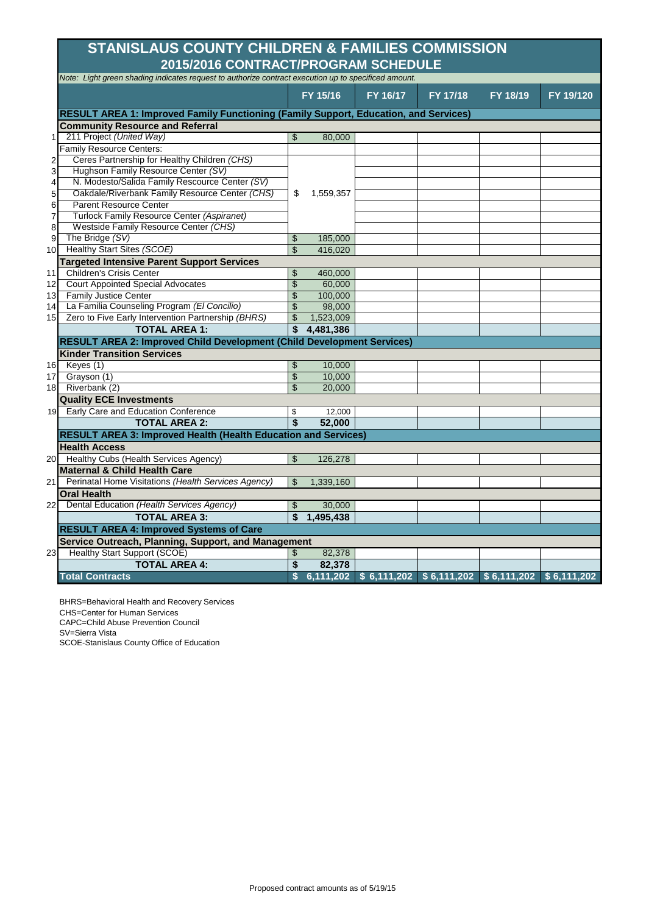# STANISLAUS COUNTY CHILDREN & FAMILIES COMMISSION
## 2015/2016 CONTRACT/PROGRAM SCHEDULE

*Note: Light green shading indicates request to authorize contract execution up to specificed amount.*

| | | FY 15/16 | FY 16/17 | FY 17/18 | FY 18/19 | FY 19/120 |
|---|---|---|---|---|---|---|
| | **RESULT AREA 1: Improved Family Functioning (Family Support, Education, and Services)** | | | | | |
| | **Community Resource and Referral** | | | | | |
| 1 | 211 Project *(United Way)* | $ 80,000 | | | | |
| | Family Resource Centers: | | | | | |
| 2 | Ceres Partnership for Healthy Children *(CHS)* | | | | | |
| 3 | Hughson Family Resource Center *(SV)* | | | | | |
| 4 | N. Modesto/Salida Family Rescource Center *(SV)* | | | | | |
| 5 | Oakdale/Riverbank Family Resource Center *(CHS)* | $ 1,559,357 | | | | |
| 6 | Parent Resource Center | | | | | |
| 7 | Turlock Family Resource Center *(Aspiranet)* | | | | | |
| 8 | Westside Family Resource Center *(CHS)* | | | | | |
| 9 | The Bridge *(SV)* | $ 185,000 | | | | |
| 10 | Healthy Start Sites *(SCOE)* | $ 416,020 | | | | |
| | **Targeted Intensive Parent Support Services** | | | | | |
| 11 | Children's Crisis Center | $ 460,000 | | | | |
| 12 | Court Appointed Special Advocates | $ 60,000 | | | | |
| 13 | Family Justice Center | $ 100,000 | | | | |
| 14 | La Familia Counseling Program *(El Concilio)* | $ 98,000 | | | | |
| 15 | Zero to Five Early Intervention Partnership *(BHRS)* | $ 1,523,009 | | | | |
| | **TOTAL AREA 1:** | **$ 4,481,386** | | | | |
| | **RESULT AREA 2: Improved Child Development (Child Development Services)** | | | | | |
| | **Kinder Transition Services** | | | | | |
| 16 | Keyes (1) | $ 10,000 | | | | |
| 17 | Grayson (1) | $ 10,000 | | | | |
| 18 | Riverbank (2) | $ 20,000 | | | | |
| | **Quality ECE Investments** | | | | | |
| 19 | Early Care and Education Conference | $ 12,000 | | | | |
| | **TOTAL AREA 2:** | **$ 52,000** | | | | |
| | **RESULT AREA 3: Improved Health (Health Education and Services)** | | | | | |
| | **Health Access** | | | | | |
| 20 | Healthy Cubs (Health Services Agency) | $ 126,278 | | | | |
| | **Maternal & Child Health Care** | | | | | |
| 21 | Perinatal Home Visitations *(Health Services Agency)* | $ 1,339,160 | | | | |
| | **Oral Health** | | | | | |
| 22 | Dental Education *(Health Services Agency)* | $ 30,000 | | | | |
| | **TOTAL AREA 3:** | **$ 1,495,438** | | | | |
| | **RESULT AREA 4: Improved Systems of Care** | | | | | |
| | **Service Outreach, Planning, Support, and Management** | | | | | |
| 23 | Healthy Start Support (SCOE) | $ 82,378 | | | | |
| | **TOTAL AREA 4:** | **$ 82,378** | | | | |
| | **Total Contracts** | **$ 6,111,202** | **$ 6,111,202** | **$ 6,111,202** | **$ 6,111,202** | **$ 6,111,202** |

BHRS=Behavioral Health and Recovery Services
CHS=Center for Human Services
CAPC=Child Abuse Prevention Council
SV=Sierra Vista
SCOE-Stanislaus County Office of Education

Proposed contract amounts as of 5/19/15